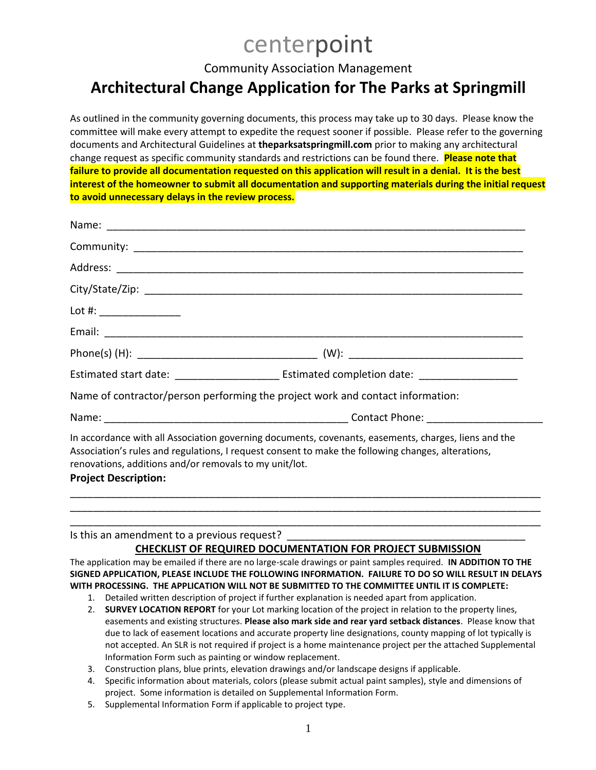# centerpoint

Community Association Management

## Architectural Change Application for The Parks at Springmill

As outlined in the community governing documents, this process may take up to 30 days. Please know the committee will make every attempt to expedite the request sooner if possible. Please refer to the governing documents and Architectural Guidelines at **theparksatspringmill.com** prior to making any architectural change request as specific community standards and restrictions can be found there. **Please note that failure to provide all documentation requested on this application will result in a denial. It is the best interest of the homeowner to submit all documentation and supporting materials during the initial request to avoid unnecessary delays in the review process.**

Name: ______________________________________________________________________

Community: __________________________________________________________________

Address: _____________________________________________________________________

City/State/Zip: ________________________________________________________________

Lot #: ______________

Email: ______________________________________________________________________

Phone(s) (H): _______________________________ (W): ______________________________

Estimated start date: _________________ Estimated completion date: ________________

Name of contractor/person performing the project work and contact information:

Name: __________________________________________ Contact Phone: ___________________

In accordance with all Association governing documents, covenants, easements, charges, liens and the Association's rules and regulations, I request consent to make the following changes, alterations, renovations, additions and/or removals to my unit/lot.

**Project Description:**

_____________________________________________________________________________________

_____________________________________________________________________________________

_____________________________________________________________________________________

Is this an amendment to a previous request? _______________________________________

### CHECKLIST OF REQUIRED DOCUMENTATION FOR PROJECT SUBMISSION

The application may be emailed if there are no large-scale drawings or paint samples required. **IN ADDITION TO THE SIGNED APPLICATION, PLEASE INCLUDE THE FOLLOWING INFORMATION. FAILURE TO DO SO WILL RESULT IN DELAYS WITH PROCESSING. THE APPLICATION WILL NOT BE SUBMITTED TO THE COMMITTEE UNTIL IT IS COMPLETE:**

1. Detailed written description of project if further explanation is needed apart from application.
2. **SURVEY LOCATION REPORT** for your Lot marking location of the project in relation to the property lines, easements and existing structures. **Please also mark side and rear yard setback distances**. Please know that due to lack of easement locations and accurate property line designations, county mapping of lot typically is not accepted. An SLR is not required if project is a home maintenance project per the attached Supplemental Information Form such as painting or window replacement.
3. Construction plans, blue prints, elevation drawings and/or landscape designs if applicable.
4. Specific information about materials, colors (please submit actual paint samples), style and dimensions of project. Some information is detailed on Supplemental Information Form.
5. Supplemental Information Form if applicable to project type.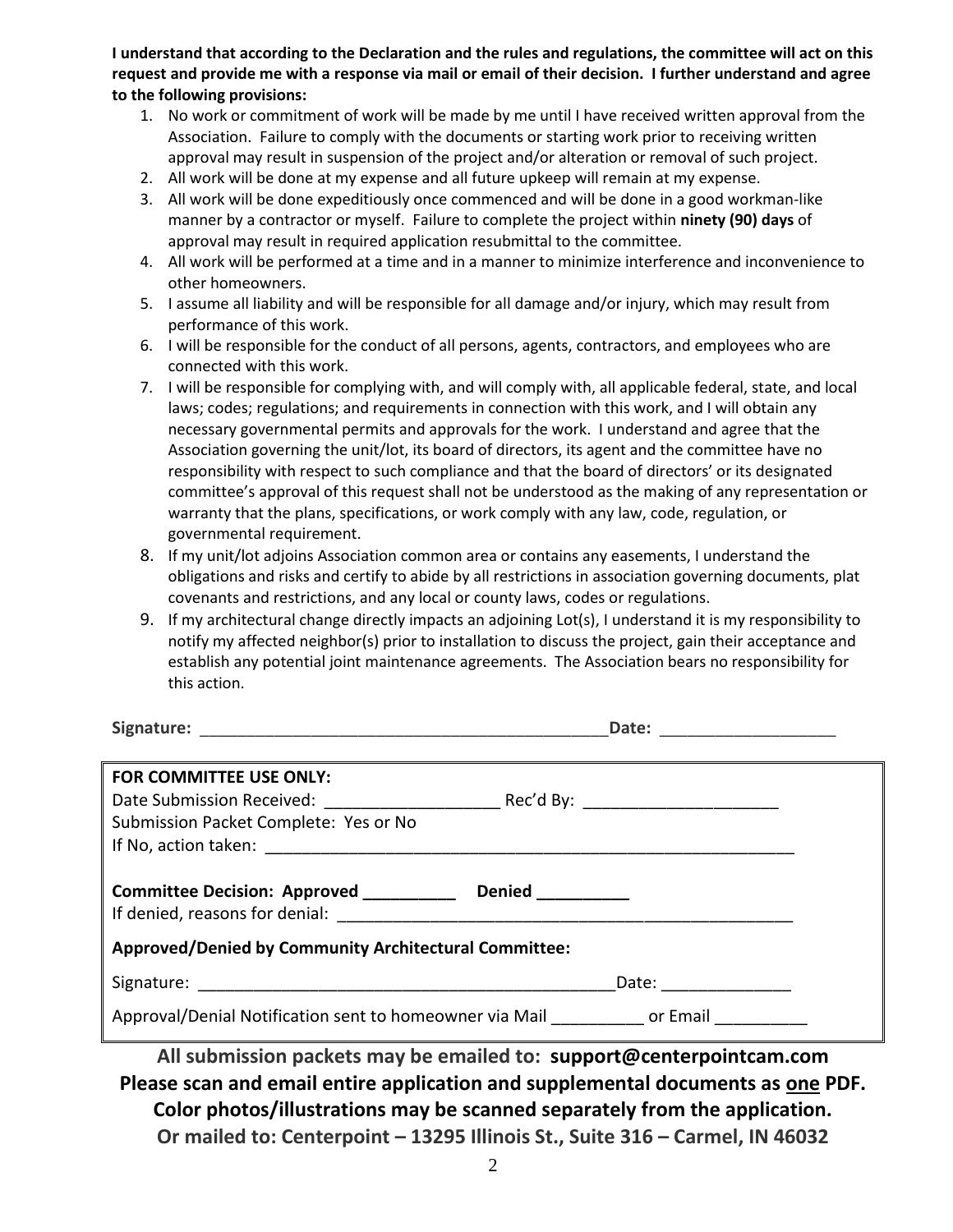**I understand that according to the Declaration and the rules and regulations, the committee will act on this request and provide me with a response via mail or email of their decision. I further understand and agree to the following provisions:**

1. No work or commitment of work will be made by me until I have received written approval from the Association. Failure to comply with the documents or starting work prior to receiving written approval may result in suspension of the project and/or alteration or removal of such project.
2. All work will be done at my expense and all future upkeep will remain at my expense.
3. All work will be done expeditiously once commenced and will be done in a good workman-like manner by a contractor or myself. Failure to complete the project within **ninety (90) days** of approval may result in required application resubmittal to the committee.
4. All work will be performed at a time and in a manner to minimize interference and inconvenience to other homeowners.
5. I assume all liability and will be responsible for all damage and/or injury, which may result from performance of this work.
6. I will be responsible for the conduct of all persons, agents, contractors, and employees who are connected with this work.
7. I will be responsible for complying with, and will comply with, all applicable federal, state, and local laws; codes; regulations; and requirements in connection with this work, and I will obtain any necessary governmental permits and approvals for the work. I understand and agree that the Association governing the unit/lot, its board of directors, its agent and the committee have no responsibility with respect to such compliance and that the board of directors' or its designated committee's approval of this request shall not be understood as the making of any representation or warranty that the plans, specifications, or work comply with any law, code, regulation, or governmental requirement.
8. If my unit/lot adjoins Association common area or contains any easements, I understand the obligations and risks and certify to abide by all restrictions in association governing documents, plat covenants and restrictions, and any local or county laws, codes or regulations.
9. If my architectural change directly impacts an adjoining Lot(s), I understand it is my responsibility to notify my affected neighbor(s) prior to installation to discuss the project, gain their acceptance and establish any potential joint maintenance agreements. The Association bears no responsibility for this action.

**Signature:** ______________________________________________ **Date:** ___________________

---

**FOR COMMITTEE USE ONLY:**

Date Submission Received: ___________________ Rec'd By: _____________________

Submission Packet Complete: Yes or No

If No, action taken: ___________________________________________________________

**Committee Decision: Approved __________ Denied __________**

If denied, reasons for denial: ___________________________________________________

**Approved/Denied by Community Architectural Committee:**

Signature: ______________________________________________Date: ______________

Approval/Denial Notification sent to homeowner via Mail __________ or Email __________

---

**All submission packets may be emailed to: support@centerpointcam.com**

**Please scan and email entire application and supplemental documents as one PDF.**

**Color photos/illustrations may be scanned separately from the application.**

**Or mailed to: Centerpoint – 13295 Illinois St., Suite 316 – Carmel, IN 46032**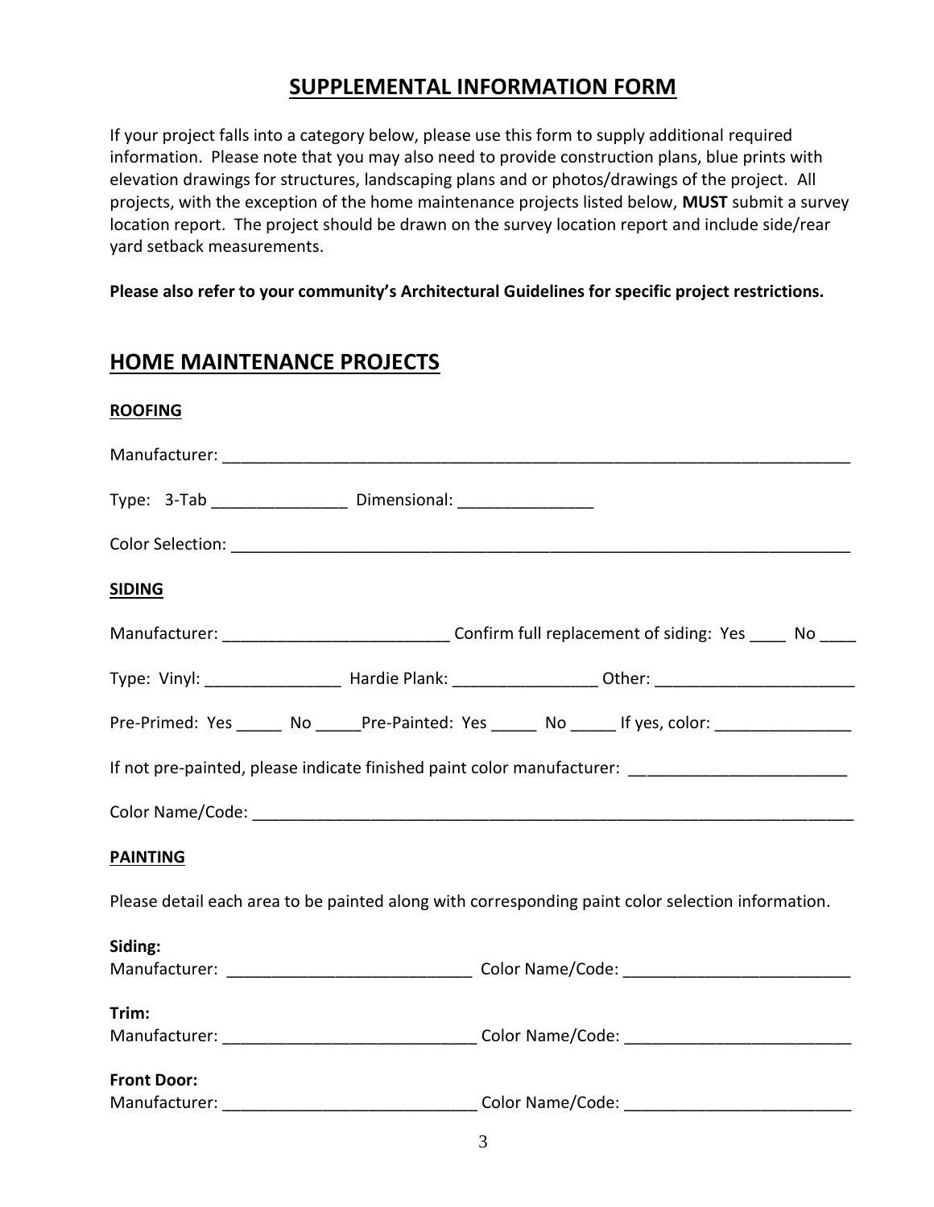## SUPPLEMENTAL INFORMATION FORM

If your project falls into a category below, please use this form to supply additional required information. Please note that you may also need to provide construction plans, blue prints with elevation drawings for structures, landscaping plans and or photos/drawings of the project. All projects, with the exception of the home maintenance projects listed below, **MUST** submit a survey location report. The project should be drawn on the survey location report and include side/rear yard setback measurements.

**Please also refer to your community's Architectural Guidelines for specific project restrictions.**

## HOME MAINTENANCE PROJECTS

### ROOFING

Manufacturer: ________________________________________________________________________

Type: 3-Tab _______________ Dimensional: _______________

Color Selection: ______________________________________________________________________

### SIDING

Manufacturer: _________________________ Confirm full replacement of siding: Yes ____ No ____

Type: Vinyl: _______________ Hardie Plank: ________________ Other: ______________________

Pre-Primed: Yes _____ No _____Pre-Painted: Yes _____ No _____ If yes, color: _______________

If not pre-painted, please indicate finished paint color manufacturer: ________________________

Color Name/Code: ____________________________________________________________________

### PAINTING

Please detail each area to be painted along with corresponding paint color selection information.

**Siding:**
Manufacturer: ___________________________ Color Name/Code: _________________________

**Trim:**
Manufacturer: ____________________________ Color Name/Code: _________________________

**Front Door:**
Manufacturer: ____________________________ Color Name/Code: _________________________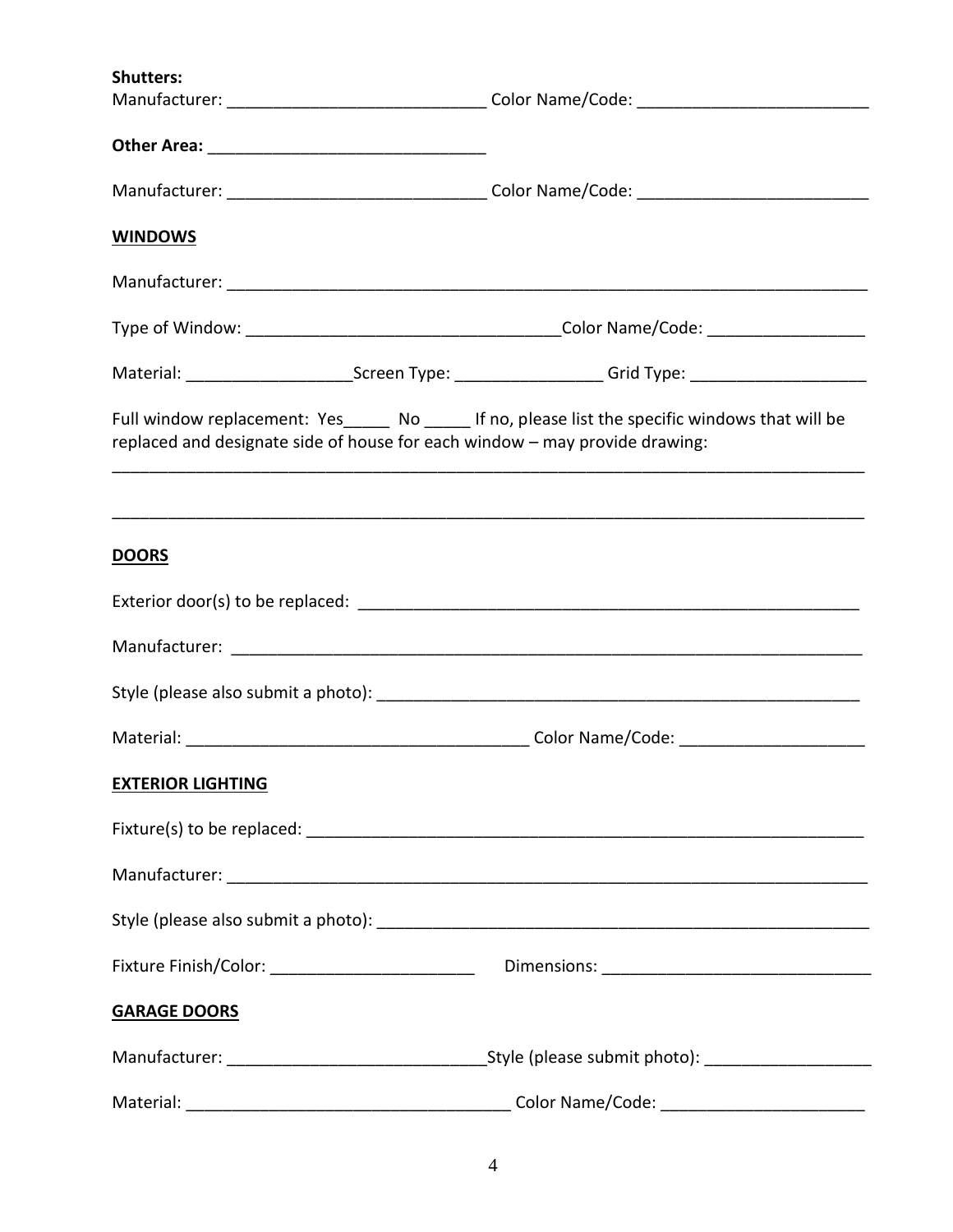**Shutters:**

Manufacturer: ____________________________ Color Name/Code: _________________________

**Other Area:** ______________________________

Manufacturer: ____________________________ Color Name/Code: _________________________

## WINDOWS

Manufacturer: ________________________________________________________________________

Type of Window: __________________________________Color Name/Code: _________________

Material: __________________Screen Type: ________________ Grid Type: ___________________

Full window replacement: Yes_____ No _____ If no, please list the specific windows that will be replaced and designate side of house for each window – may provide drawing:

_____________________________________________________________________________________

_____________________________________________________________________________________

## DOORS

Exterior door(s) to be replaced: _________________________________________________________

Manufacturer: ______________________________________________________________________

Style (please also submit a photo): ______________________________________________________

Material: ____________________________________ Color Name/Code: ____________________

## EXTERIOR LIGHTING

Fixture(s) to be replaced: _____________________________________________________________

Manufacturer: ______________________________________________________________________

Style (please also submit a photo): ______________________________________________________

Fixture Finish/Color: ______________________ Dimensions: _____________________________

## GARAGE DOORS

Manufacturer: ____________________________Style (please submit photo): __________________

Material: ___________________________________ Color Name/Code: ______________________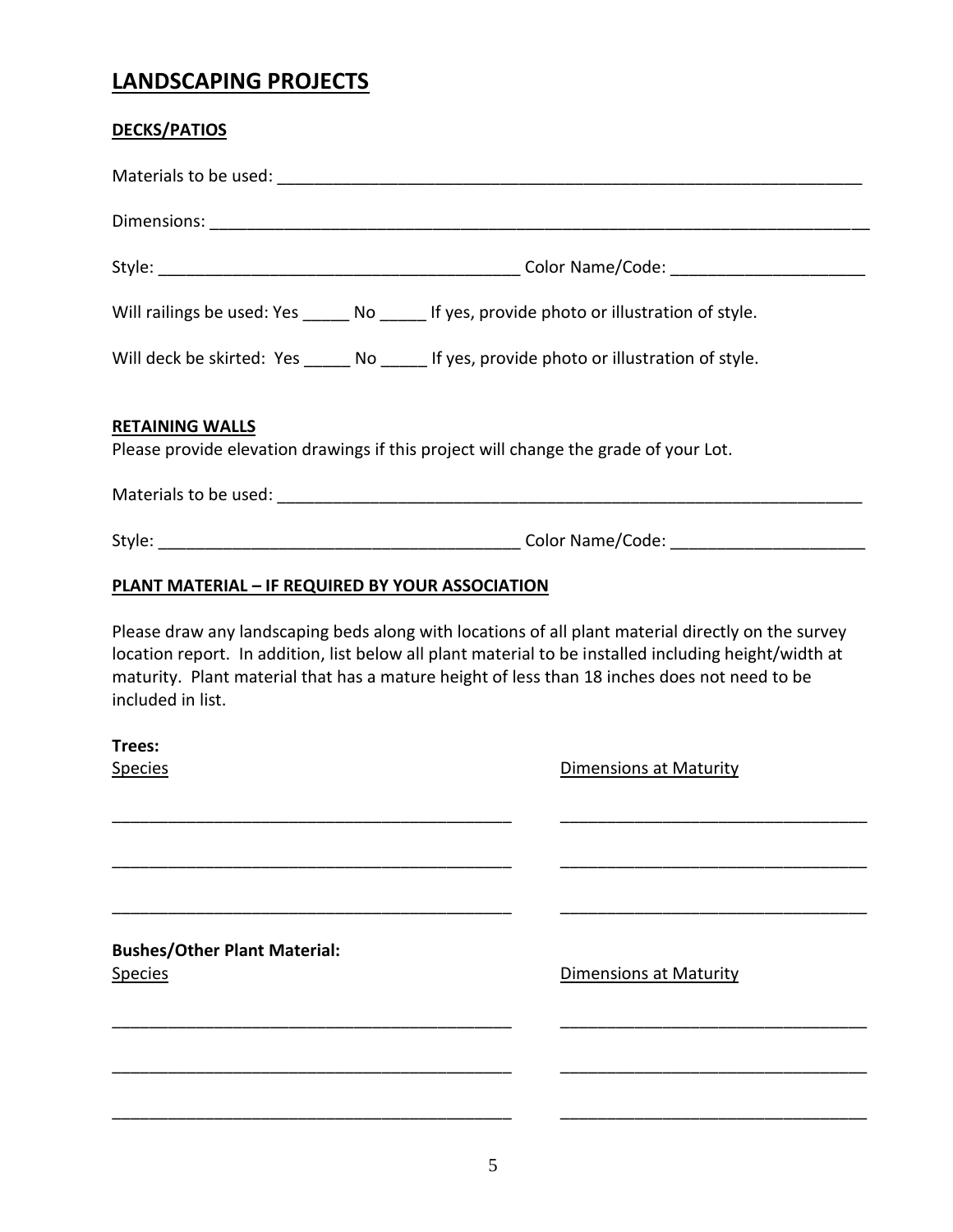# LANDSCAPING PROJECTS

## DECKS/PATIOS

Materials to be used: ___________________________________________________________________

Dimensions: __________________________________________________________________________

Style: ________________________________________ Color Name/Code: _____________________

Will railings be used: Yes _____ No _____ If yes, provide photo or illustration of style.

Will deck be skirted: Yes _____ No _____ If yes, provide photo or illustration of style.

## RETAINING WALLS

Please provide elevation drawings if this project will change the grade of your Lot.

Materials to be used: ___________________________________________________________________

Style: ________________________________________ Color Name/Code: _____________________

## PLANT MATERIAL – IF REQUIRED BY YOUR ASSOCIATION

Please draw any landscaping beds along with locations of all plant material directly on the survey location report. In addition, list below all plant material to be installed including height/width at maturity. Plant material that has a mature height of less than 18 inches does not need to be included in list.

**Trees:**

| Species | Dimensions at Maturity |
|---|---|
| ____________________________________________ | _________________________________ |
| ____________________________________________ | _________________________________ |
| ____________________________________________ | _________________________________ |

**Bushes/Other Plant Material:**

| Species | Dimensions at Maturity |
|---|---|
| ____________________________________________ | _________________________________ |
| ____________________________________________ | _________________________________ |
| ____________________________________________ | _________________________________ |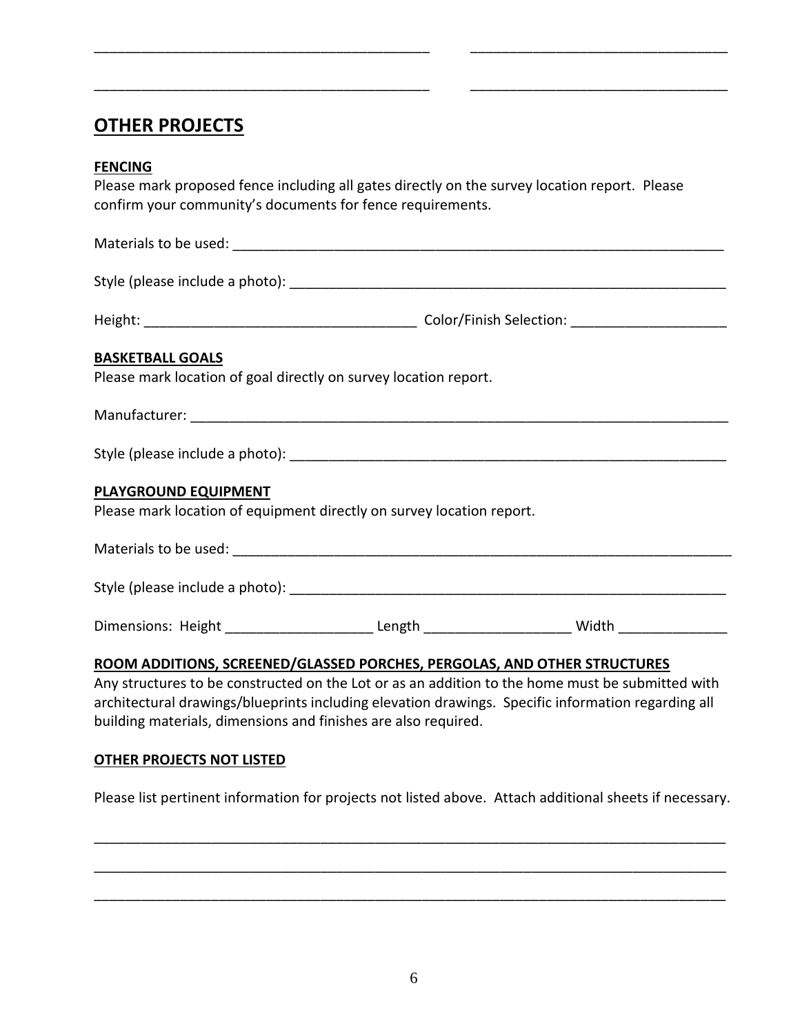\_\_\_\_\_\_\_\_\_\_\_\_\_\_\_\_\_\_\_\_\_\_\_\_\_\_\_\_\_\_\_\_\_\_\_\_\_\_\_\_ \_\_\_\_\_\_\_\_\_\_\_\_\_\_\_\_\_\_\_\_\_\_\_\_\_\_\_\_\_\_\_\_

\_\_\_\_\_\_\_\_\_\_\_\_\_\_\_\_\_\_\_\_\_\_\_\_\_\_\_\_\_\_\_\_\_\_\_\_\_\_\_\_ \_\_\_\_\_\_\_\_\_\_\_\_\_\_\_\_\_\_\_\_\_\_\_\_\_\_\_\_\_\_\_\_

## OTHER PROJECTS

### FENCING

Please mark proposed fence including all gates directly on the survey location report. Please confirm your community's documents for fence requirements.

Materials to be used: \_\_\_\_\_\_\_\_\_\_\_\_\_\_\_\_\_\_\_\_\_\_\_\_\_\_\_\_\_\_\_\_\_\_\_\_\_\_\_\_\_\_\_\_\_\_\_\_\_\_\_\_\_\_\_\_\_\_\_\_\_\_\_\_

Style (please include a photo): \_\_\_\_\_\_\_\_\_\_\_\_\_\_\_\_\_\_\_\_\_\_\_\_\_\_\_\_\_\_\_\_\_\_\_\_\_\_\_\_\_\_\_\_\_\_\_\_\_\_\_\_\_\_\_\_

Height: \_\_\_\_\_\_\_\_\_\_\_\_\_\_\_\_\_\_\_\_\_\_\_\_\_\_\_\_\_\_\_\_\_\_\_ Color/Finish Selection: \_\_\_\_\_\_\_\_\_\_\_\_\_\_\_\_\_\_\_\_

### BASKETBALL GOALS

Please mark location of goal directly on survey location report.

Manufacturer: \_\_\_\_\_\_\_\_\_\_\_\_\_\_\_\_\_\_\_\_\_\_\_\_\_\_\_\_\_\_\_\_\_\_\_\_\_\_\_\_\_\_\_\_\_\_\_\_\_\_\_\_\_\_\_\_\_\_\_\_\_\_\_\_\_\_\_\_\_\_\_

Style (please include a photo): \_\_\_\_\_\_\_\_\_\_\_\_\_\_\_\_\_\_\_\_\_\_\_\_\_\_\_\_\_\_\_\_\_\_\_\_\_\_\_\_\_\_\_\_\_\_\_\_\_\_\_\_\_\_\_\_

### PLAYGROUND EQUIPMENT

Please mark location of equipment directly on survey location report.

Materials to be used: \_\_\_\_\_\_\_\_\_\_\_\_\_\_\_\_\_\_\_\_\_\_\_\_\_\_\_\_\_\_\_\_\_\_\_\_\_\_\_\_\_\_\_\_\_\_\_\_\_\_\_\_\_\_\_\_\_\_\_\_\_\_\_\_\_\_

Style (please include a photo): \_\_\_\_\_\_\_\_\_\_\_\_\_\_\_\_\_\_\_\_\_\_\_\_\_\_\_\_\_\_\_\_\_\_\_\_\_\_\_\_\_\_\_\_\_\_\_\_\_\_\_\_\_\_\_\_

Dimensions: Height \_\_\_\_\_\_\_\_\_\_\_\_\_\_\_\_\_\_\_ Length \_\_\_\_\_\_\_\_\_\_\_\_\_\_\_\_\_\_\_ Width \_\_\_\_\_\_\_\_\_\_\_\_\_\_

### ROOM ADDITIONS, SCREENED/GLASSED PORCHES, PERGOLAS, AND OTHER STRUCTURES

Any structures to be constructed on the Lot or as an addition to the home must be submitted with architectural drawings/blueprints including elevation drawings. Specific information regarding all building materials, dimensions and finishes are also required.

### OTHER PROJECTS NOT LISTED

Please list pertinent information for projects not listed above. Attach additional sheets if necessary.

\_\_\_\_\_\_\_\_\_\_\_\_\_\_\_\_\_\_\_\_\_\_\_\_\_\_\_\_\_\_\_\_\_\_\_\_\_\_\_\_\_\_\_\_\_\_\_\_\_\_\_\_\_\_\_\_\_\_\_\_\_\_\_\_\_\_\_\_\_\_\_\_\_\_\_\_\_\_\_\_\_\_

\_\_\_\_\_\_\_\_\_\_\_\_\_\_\_\_\_\_\_\_\_\_\_\_\_\_\_\_\_\_\_\_\_\_\_\_\_\_\_\_\_\_\_\_\_\_\_\_\_\_\_\_\_\_\_\_\_\_\_\_\_\_\_\_\_\_\_\_\_\_\_\_\_\_\_\_\_\_\_\_\_\_

\_\_\_\_\_\_\_\_\_\_\_\_\_\_\_\_\_\_\_\_\_\_\_\_\_\_\_\_\_\_\_\_\_\_\_\_\_\_\_\_\_\_\_\_\_\_\_\_\_\_\_\_\_\_\_\_\_\_\_\_\_\_\_\_\_\_\_\_\_\_\_\_\_\_\_\_\_\_\_\_\_\_